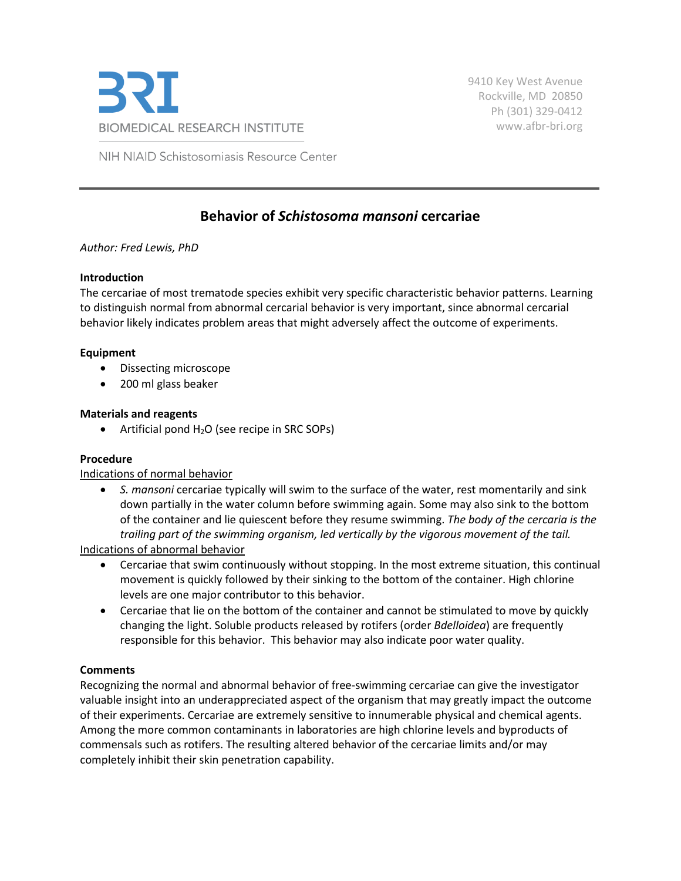BIOMEDICAL RESEARCH INSTITUTE

NIH NIAID Schistosomiasis Resource Center

9410 Key West Avenue
Rockville, MD 20850
Ph (301) 329-0412
www.afbr-bri.org

# Behavior of *Schistosoma mansoni* cercariae

*Author: Fred Lewis, PhD*

**Introduction**

The cercariae of most trematode species exhibit very specific characteristic behavior patterns. Learning to distinguish normal from abnormal cercarial behavior is very important, since abnormal cercarial behavior likely indicates problem areas that might adversely affect the outcome of experiments.

**Equipment**

- Dissecting microscope
- 200 ml glass beaker

**Materials and reagents**

- Artificial pond $H_2O$ (see recipe in SRC SOPs)

**Procedure**

Indications of normal behavior

- *S. mansoni* cercariae typically will swim to the surface of the water, rest momentarily and sink down partially in the water column before swimming again. Some may also sink to the bottom of the container and lie quiescent before they resume swimming. *The body of the cercaria is the trailing part of the swimming organism, led vertically by the vigorous movement of the tail.*

Indications of abnormal behavior

- Cercariae that swim continuously without stopping. In the most extreme situation, this continual movement is quickly followed by their sinking to the bottom of the container. High chlorine levels are one major contributor to this behavior.
- Cercariae that lie on the bottom of the container and cannot be stimulated to move by quickly changing the light. Soluble products released by rotifers (order *Bdelloidea*) are frequently responsible for this behavior. This behavior may also indicate poor water quality.

**Comments**

Recognizing the normal and abnormal behavior of free-swimming cercariae can give the investigator valuable insight into an underappreciated aspect of the organism that may greatly impact the outcome of their experiments. Cercariae are extremely sensitive to innumerable physical and chemical agents. Among the more common contaminants in laboratories are high chlorine levels and byproducts of commensals such as rotifers. The resulting altered behavior of the cercariae limits and/or may completely inhibit their skin penetration capability.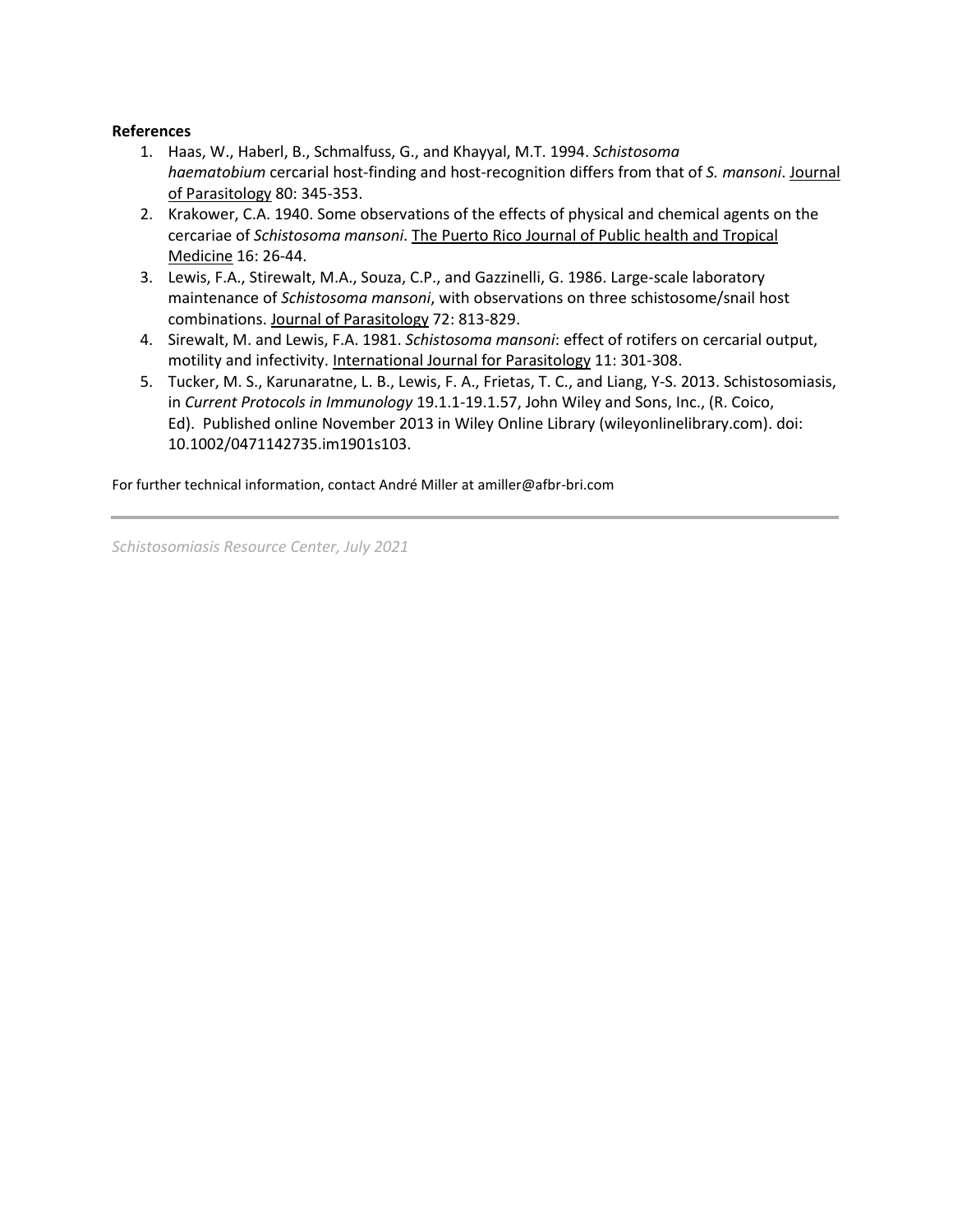**References**

1. Haas, W., Haberl, B., Schmalfuss, G., and Khayyal, M.T. 1994. *Schistosoma haematobium* cercarial host-finding and host-recognition differs from that of *S. mansoni*. Journal of Parasitology 80: 345-353.
2. Krakower, C.A. 1940. Some observations of the effects of physical and chemical agents on the cercariae of *Schistosoma mansoni*. The Puerto Rico Journal of Public health and Tropical Medicine 16: 26-44.
3. Lewis, F.A., Stirewalt, M.A., Souza, C.P., and Gazzinelli, G. 1986. Large-scale laboratory maintenance of *Schistosoma mansoni*, with observations on three schistosome/snail host combinations. Journal of Parasitology 72: 813-829.
4. Sirewalt, M. and Lewis, F.A. 1981. *Schistosoma mansoni*: effect of rotifers on cercarial output, motility and infectivity. International Journal for Parasitology 11: 301-308.
5. Tucker, M. S., Karunaratne, L. B., Lewis, F. A., Frietas, T. C., and Liang, Y-S. 2013. Schistosomiasis, in *Current Protocols in Immunology* 19.1.1-19.1.57, John Wiley and Sons, Inc., (R. Coico, Ed). Published online November 2013 in Wiley Online Library (wileyonlinelibrary.com). doi: 10.1002/0471142735.im1901s103.

For further technical information, contact André Miller at amiller@afbr-bri.com

---

*Schistosomiasis Resource Center, July 2021*